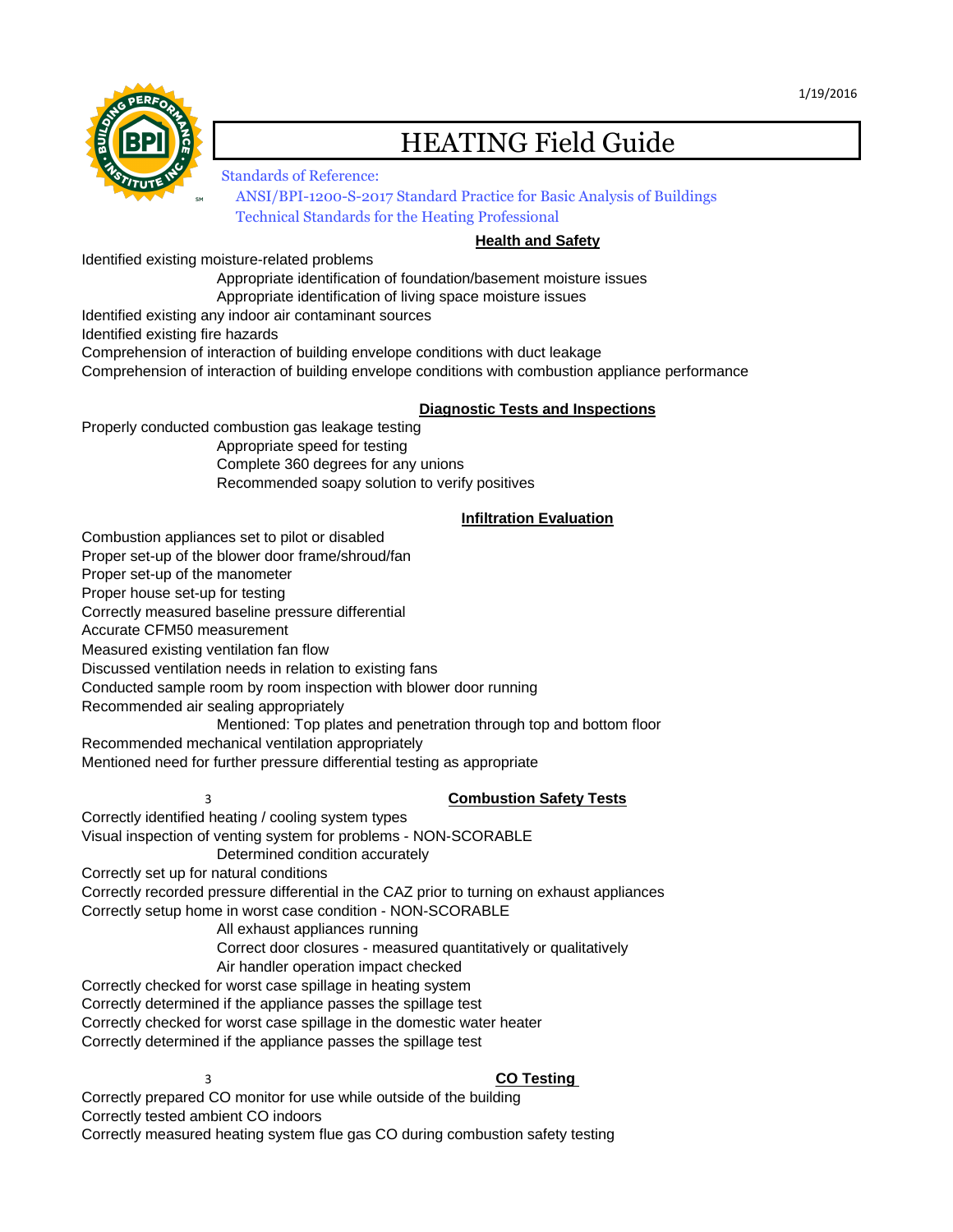# HEATING Field Guide

Standards of Reference:

- ANSI/BPI-1200-S-2017 Standard Practice for Basic Analysis of Buildings
- Technical Standards for the Heating Professional

## Health and Safety

Identified existing moisture-related problems

- Appropriate identification of foundation/basement moisture issues
- Appropriate identification of living space moisture issues

Identified existing any indoor air contaminant sources

Identified existing fire hazards

Comprehension of interaction of building envelope conditions with duct leakage

Comprehension of interaction of building envelope conditions with combustion appliance performance

## Diagnostic Tests and Inspections

Properly conducted combustion gas leakage testing

- Appropriate speed for testing
- Complete 360 degrees for any unions
- Recommended soapy solution to verify positives

## Infiltration Evaluation

Combustion appliances set to pilot or disabled

Proper set-up of the blower door frame/shroud/fan

Proper set-up of the manometer

Proper house set-up for testing

Correctly measured baseline pressure differential

Accurate CFM50 measurement

Measured existing ventilation fan flow

Discussed ventilation needs in relation to existing fans

Conducted sample room by room inspection with blower door running

Recommended air sealing appropriately

- Mentioned: Top plates and penetration through top and bottom floor

Recommended mechanical ventilation appropriately

Mentioned need for further pressure differential testing as appropriate

3

## Combustion Safety Tests

Correctly identified heating / cooling system types

Visual inspection of venting system for problems - NON-SCORABLE

- Determined condition accurately

Correctly set up for natural conditions

Correctly recorded pressure differential in the CAZ prior to turning on exhaust appliances

Correctly setup home in worst case condition - NON-SCORABLE

- All exhaust appliances running
- Correct door closures - measured quantitatively or qualitatively
- Air handler operation impact checked

Correctly checked for worst case spillage in heating system

Correctly determined if the appliance passes the spillage test

Correctly checked for worst case spillage in the domestic water heater

Correctly determined if the appliance passes the spillage test

3

## CO Testing

Correctly prepared CO monitor for use while outside of the building

Correctly tested ambient CO indoors

Correctly measured heating system flue gas CO during combustion safety testing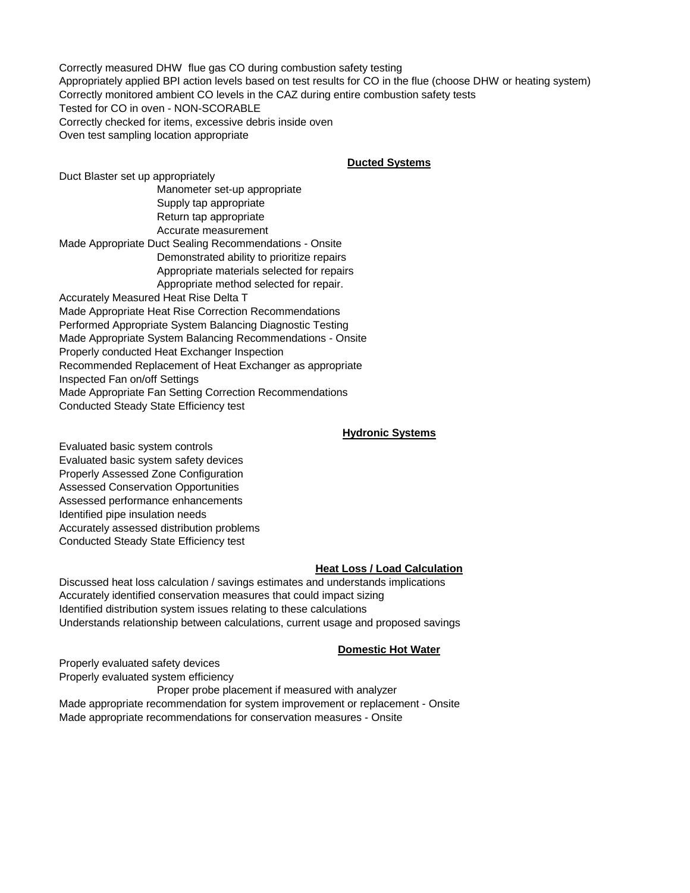Correctly measured DHW  flue gas CO during combustion safety testing
Appropriately applied BPI action levels based on test results for CO in the flue (choose DHW or heating system)
Correctly monitored ambient CO levels in the CAZ during entire combustion safety tests
Tested for CO in oven - NON-SCORABLE
Correctly checked for items, excessive debris inside oven
Oven test sampling location appropriate

## Ducted Systems

Duct Blaster set up appropriately

- Manometer set-up appropriate
- Supply tap appropriate
- Return tap appropriate
- Accurate measurement

Made Appropriate Duct Sealing Recommendations - Onsite

- Demonstrated ability to prioritize repairs
- Appropriate materials selected for repairs
- Appropriate method selected for repair.

Accurately Measured Heat Rise Delta T
Made Appropriate Heat Rise Correction Recommendations
Performed Appropriate System Balancing Diagnostic Testing
Made Appropriate System Balancing Recommendations - Onsite
Properly conducted Heat Exchanger Inspection
Recommended Replacement of Heat Exchanger as appropriate
Inspected Fan on/off Settings
Made Appropriate Fan Setting Correction Recommendations
Conducted Steady State Efficiency test

## Hydronic Systems

Evaluated basic system controls
Evaluated basic system safety devices
Properly Assessed Zone Configuration
Assessed Conservation Opportunities
Assessed performance enhancements
Identified pipe insulation needs
Accurately assessed distribution problems
Conducted Steady State Efficiency test

## Heat Loss / Load Calculation

Discussed heat loss calculation / savings estimates and understands implications
Accurately identified conservation measures that could impact sizing
Identified distribution system issues relating to these calculations
Understands relationship between calculations, current usage and proposed savings

## Domestic Hot Water

Properly evaluated safety devices
Properly evaluated system efficiency

- Proper probe placement if measured with analyzer

Made appropriate recommendation for system improvement or replacement - Onsite
Made appropriate recommendations for conservation measures - Onsite